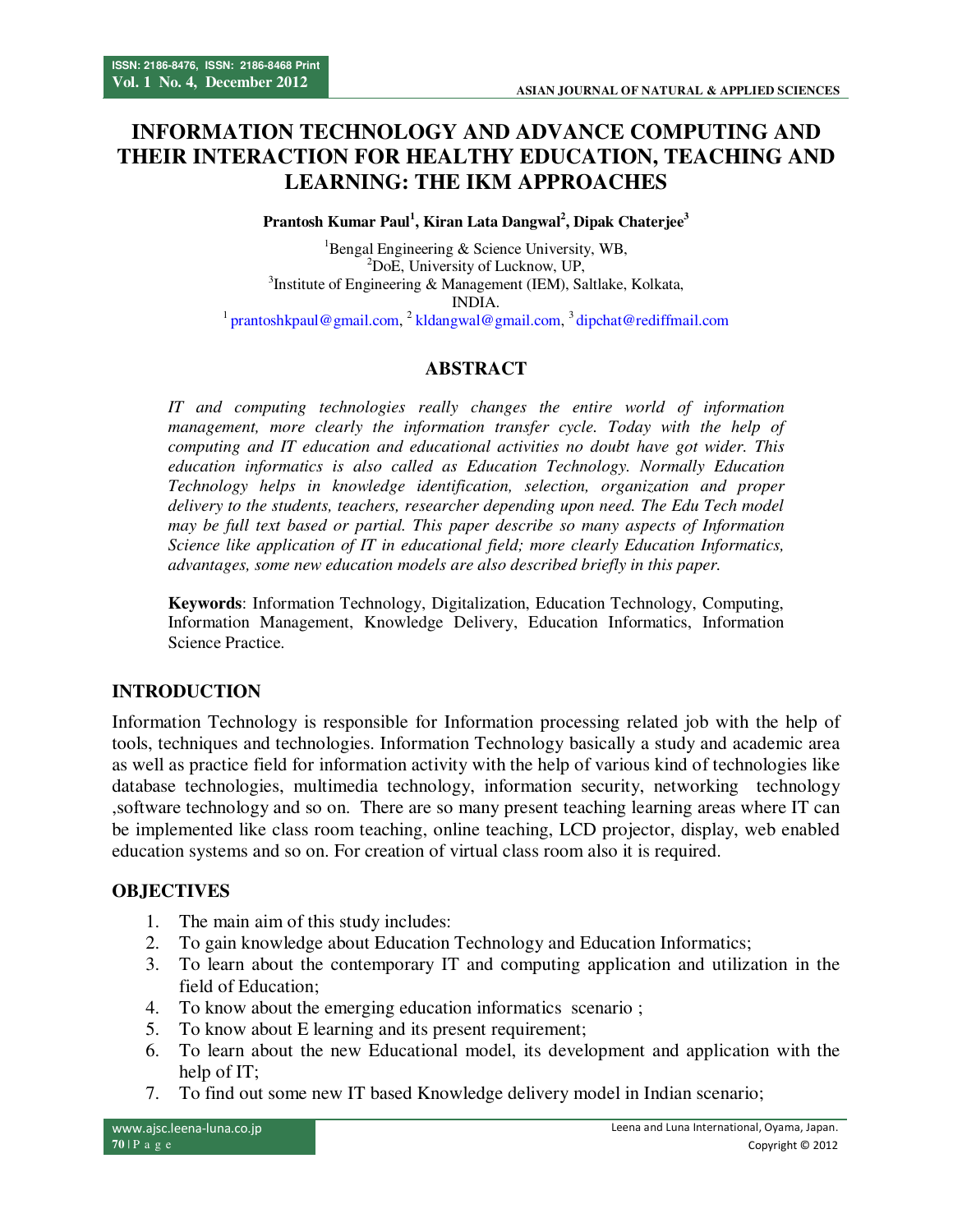# INFORMATION TECHNOLOGY AND ADVANCE COMPUTING AND THEIR INTERACTION FOR HEALTHY EDUCATION, TEACHING AND LEARNING: THE IKM APPROACHES

**Prantosh Kumar Paul[1], Kiran Lata Dangwal[2], Dipak Chaterjee[3]**

[1]Bengal Engineering & Science University, WB,
[2]DoE, University of Lucknow, UP,
[3]Institute of Engineering & Management (IEM), Saltlake, Kolkata,
INDIA.
[1] prantoshkpaul@gmail.com, [2] kldangwal@gmail.com, [3] dipchat@rediffmail.com

## ABSTRACT

*IT and computing technologies really changes the entire world of information management, more clearly the information transfer cycle. Today with the help of computing and IT education and educational activities no doubt have got wider. This education informatics is also called as Education Technology. Normally Education Technology helps in knowledge identification, selection, organization and proper delivery to the students, teachers, researcher depending upon need. The Edu Tech model may be full text based or partial. This paper describe so many aspects of Information Science like application of IT in educational field; more clearly Education Informatics, advantages, some new education models are also described briefly in this paper.*

**Keywords**: Information Technology, Digitalization, Education Technology, Computing, Information Management, Knowledge Delivery, Education Informatics, Information Science Practice.

## INTRODUCTION

Information Technology is responsible for Information processing related job with the help of tools, techniques and technologies. Information Technology basically a study and academic area as well as practice field for information activity with the help of various kind of technologies like database technologies, multimedia technology, information security, networking technology ,software technology and so on. There are so many present teaching learning areas where IT can be implemented like class room teaching, online teaching, LCD projector, display, web enabled education systems and so on. For creation of virtual class room also it is required.

## OBJECTIVES

1. The main aim of this study includes:
2. To gain knowledge about Education Technology and Education Informatics;
3. To learn about the contemporary IT and computing application and utilization in the field of Education;
4. To know about the emerging education informatics scenario ;
5. To know about E learning and its present requirement;
6. To learn about the new Educational model, its development and application with the help of IT;
7. To find out some new IT based Knowledge delivery model in Indian scenario;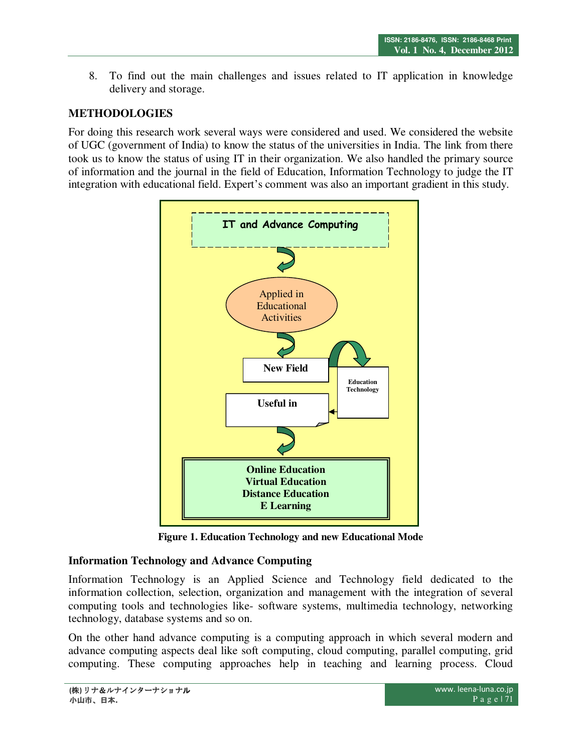8. To find out the main challenges and issues related to IT application in knowledge delivery and storage.

## METHODOLOGIES

For doing this research work several ways were considered and used. We considered the website of UGC (government of India) to know the status of the universities in India. The link from there took us to know the status of using IT in their organization. We also handled the primary source of information and the journal in the field of Education, Information Technology to judge the IT integration with educational field. Expert's comment was also an important gradient in this study.

IT and Advance Computing

Applied in Educational Activities

New Field

Education Technology

Useful in

Online Education
Virtual Education
Distance Education
E Learning

**Figure 1. Education Technology and new Educational Mode**

### Information Technology and Advance Computing

Information Technology is an Applied Science and Technology field dedicated to the information collection, selection, organization and management with the integration of several computing tools and technologies like- software systems, multimedia technology, networking technology, database systems and so on.

On the other hand advance computing is a computing approach in which several modern and advance computing aspects deal like soft computing, cloud computing, parallel computing, grid computing. These computing approaches help in teaching and learning process. Cloud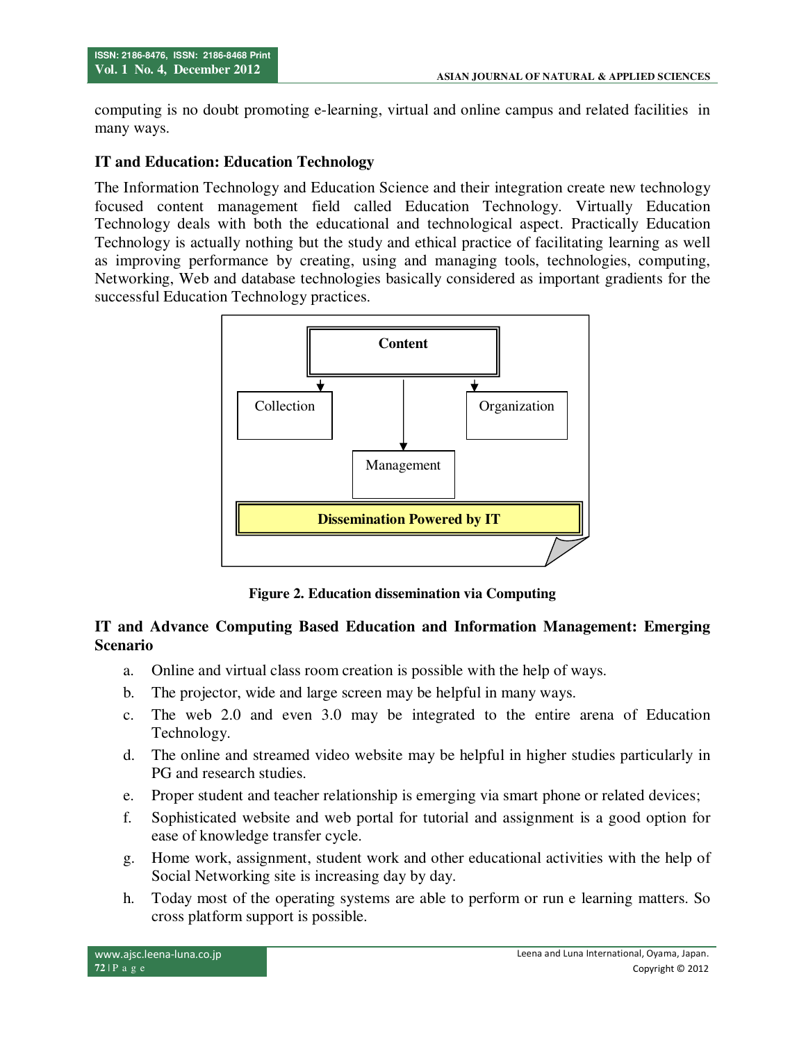computing is no doubt promoting e-learning, virtual and online campus and related facilities in many ways.

### IT and Education: Education Technology

The Information Technology and Education Science and their integration create new technology focused content management field called Education Technology. Virtually Education Technology deals with both the educational and technological aspect. Practically Education Technology is actually nothing but the study and ethical practice of facilitating learning as well as improving performance by creating, using and managing tools, technologies, computing, Networking, Web and database technologies basically considered as important gradients for the successful Education Technology practices.

Content

Collection

Organization

Management

**Dissemination Powered by IT**

**Figure 2. Education dissemination via Computing**

### IT and Advance Computing Based Education and Information Management: Emerging Scenario

a. Online and virtual class room creation is possible with the help of ways.
b. The projector, wide and large screen may be helpful in many ways.
c. The web 2.0 and even 3.0 may be integrated to the entire arena of Education Technology.
d. The online and streamed video website may be helpful in higher studies particularly in PG and research studies.
e. Proper student and teacher relationship is emerging via smart phone or related devices;
f. Sophisticated website and web portal for tutorial and assignment is a good option for ease of knowledge transfer cycle.
g. Home work, assignment, student work and other educational activities with the help of Social Networking site is increasing day by day.
h. Today most of the operating systems are able to perform or run e learning matters. So cross platform support is possible.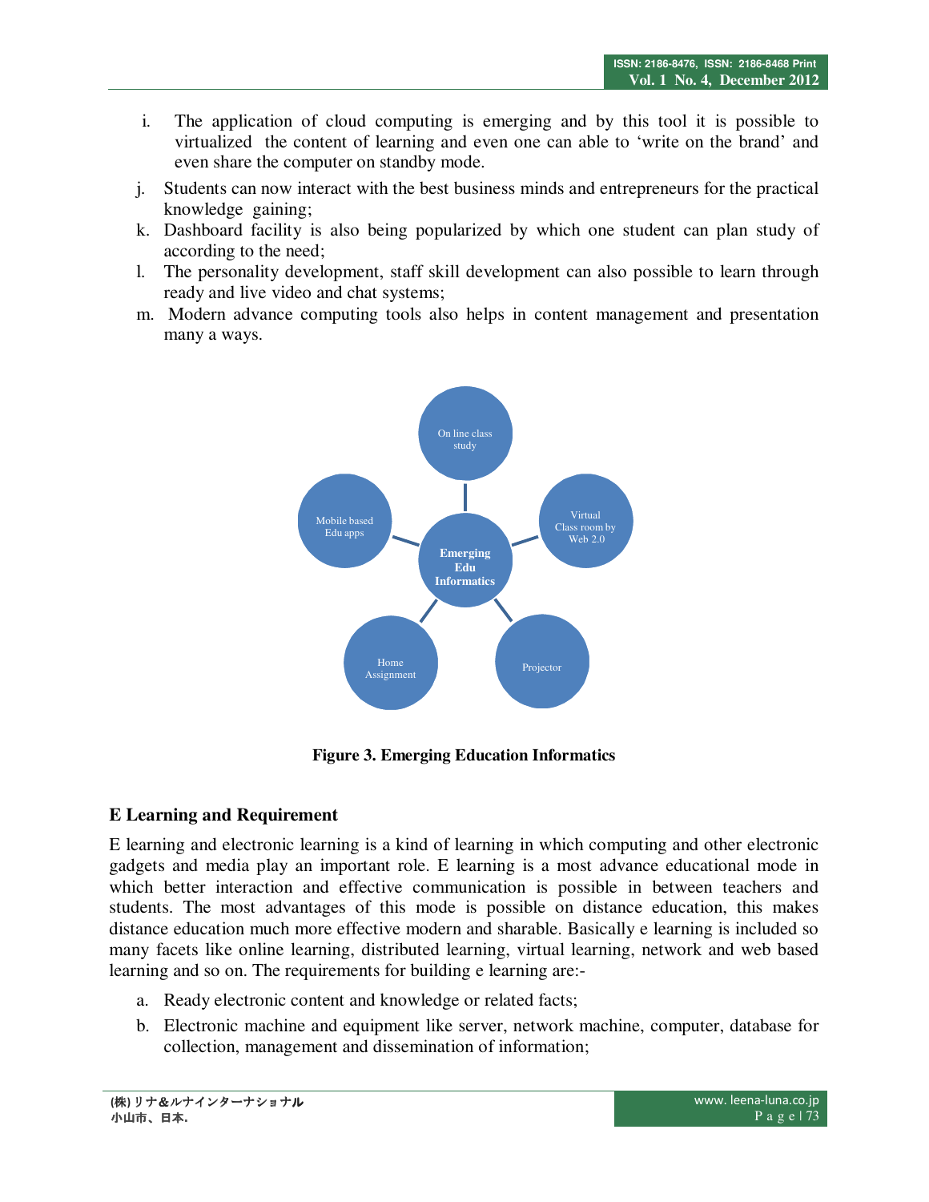i. The application of cloud computing is emerging and by this tool it is possible to virtualized the content of learning and even one can able to 'write on the brand' and even share the computer on standby mode.

j. Students can now interact with the best business minds and entrepreneurs for the practical knowledge gaining;

k. Dashboard facility is also being popularized by which one student can plan study of according to the need;

l. The personality development, staff skill development can also possible to learn through ready and live video and chat systems;

m. Modern advance computing tools also helps in content management and presentation many a ways.

**Figure 3. Emerging Education Informatics**

## E Learning and Requirement

E learning and electronic learning is a kind of learning in which computing and other electronic gadgets and media play an important role. E learning is a most advance educational mode in which better interaction and effective communication is possible in between teachers and students. The most advantages of this mode is possible on distance education, this makes distance education much more effective modern and sharable. Basically e learning is included so many facets like online learning, distributed learning, virtual learning, network and web based learning and so on. The requirements for building e learning are:-

a. Ready electronic content and knowledge or related facts;

b. Electronic machine and equipment like server, network machine, computer, database for collection, management and dissemination of information;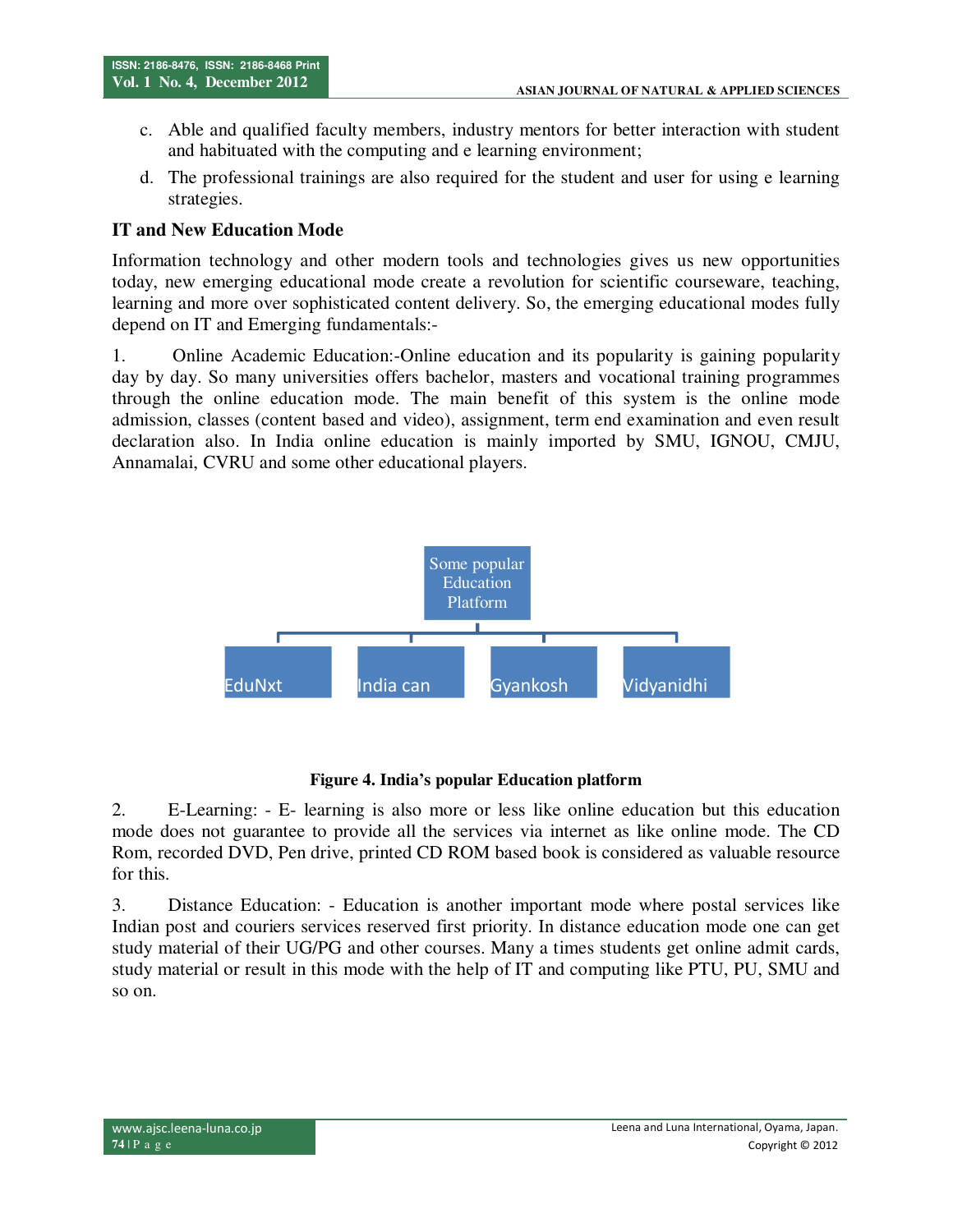c. Able and qualified faculty members, industry mentors for better interaction with student and habituated with the computing and e learning environment;

d. The professional trainings are also required for the student and user for using e learning strategies.

### IT and New Education Mode

Information technology and other modern tools and technologies gives us new opportunities today, new emerging educational mode create a revolution for scientific courseware, teaching, learning and more over sophisticated content delivery. So, the emerging educational modes fully depend on IT and Emerging fundamentals:-

1. Online Academic Education:-Online education and its popularity is gaining popularity day by day. So many universities offers bachelor, masters and vocational training programmes through the online education mode. The main benefit of this system is the online mode admission, classes (content based and video), assignment, term end examination and even result declaration also. In India online education is mainly imported by SMU, IGNOU, CMJU, Annamalai, CVRU and some other educational players.

Some popular Education Platform

EduNxt | India can | Gyankosh | Vidyanidhi

**Figure 4. India's popular Education platform**

2. E-Learning: - E- learning is also more or less like online education but this education mode does not guarantee to provide all the services via internet as like online mode. The CD Rom, recorded DVD, Pen drive, printed CD ROM based book is considered as valuable resource for this.

3. Distance Education: - Education is another important mode where postal services like Indian post and couriers services reserved first priority. In distance education mode one can get study material of their UG/PG and other courses. Many a times students get online admit cards, study material or result in this mode with the help of IT and computing like PTU, PU, SMU and so on.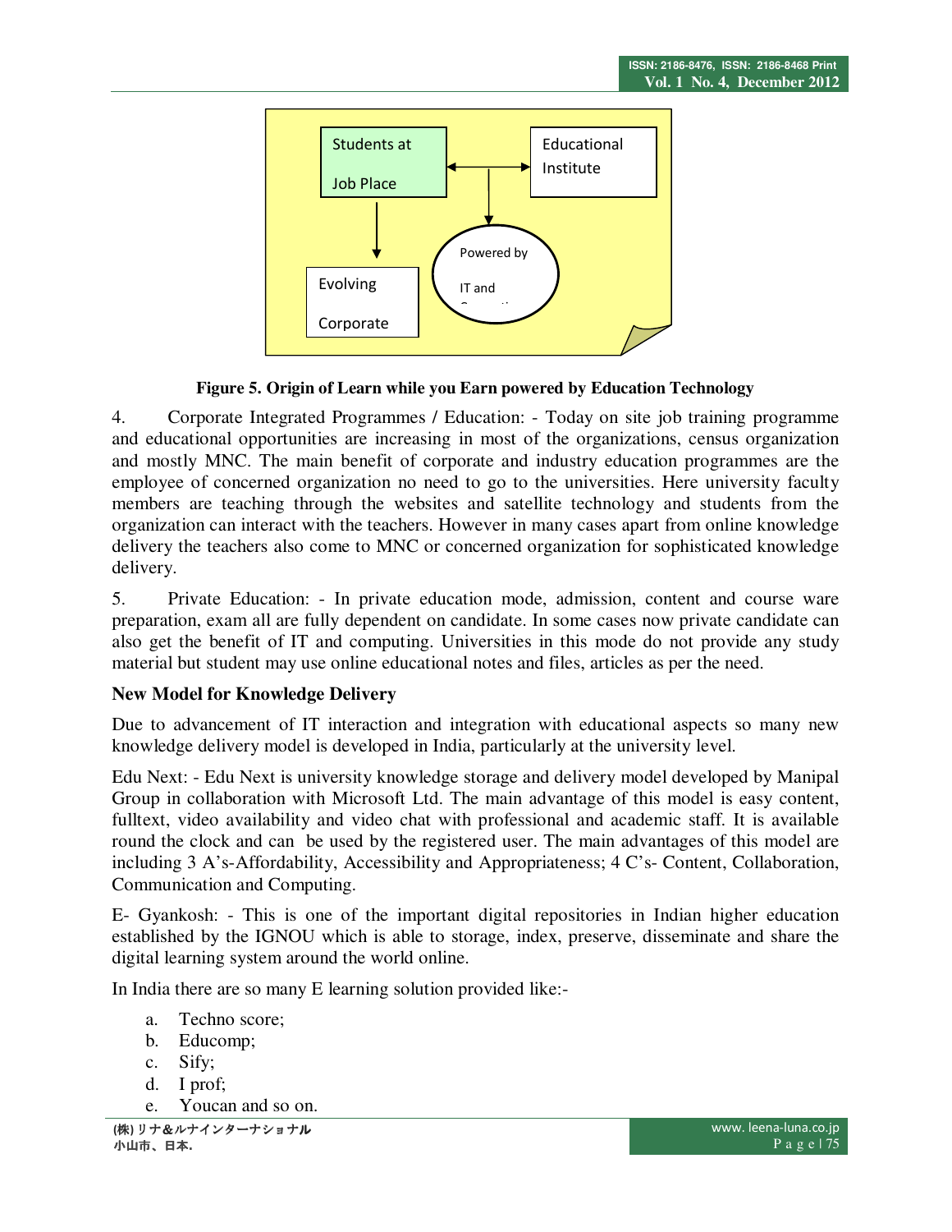**Figure 5. Origin of Learn while you Earn powered by Education Technology**

4. Corporate Integrated Programmes / Education: - Today on site job training programme and educational opportunities are increasing in most of the organizations, census organization and mostly MNC. The main benefit of corporate and industry education programmes are the employee of concerned organization no need to go to the universities. Here university faculty members are teaching through the websites and satellite technology and students from the organization can interact with the teachers. However in many cases apart from online knowledge delivery the teachers also come to MNC or concerned organization for sophisticated knowledge delivery.

5. Private Education: - In private education mode, admission, content and course ware preparation, exam all are fully dependent on candidate. In some cases now private candidate can also get the benefit of IT and computing. Universities in this mode do not provide any study material but student may use online educational notes and files, articles as per the need.

**New Model for Knowledge Delivery**

Due to advancement of IT interaction and integration with educational aspects so many new knowledge delivery model is developed in India, particularly at the university level.

Edu Next: - Edu Next is university knowledge storage and delivery model developed by Manipal Group in collaboration with Microsoft Ltd. The main advantage of this model is easy content, fulltext, video availability and video chat with professional and academic staff. It is available round the clock and can be used by the registered user. The main advantages of this model are including 3 A's-Affordability, Accessibility and Appropriateness; 4 C's- Content, Collaboration, Communication and Computing.

E- Gyankosh: - This is one of the important digital repositories in Indian higher education established by the IGNOU which is able to storage, index, preserve, disseminate and share the digital learning system around the world online.

In India there are so many E learning solution provided like:-

a. Techno score;
b. Educomp;
c. Sify;
d. I prof;
e. Youcan and so on.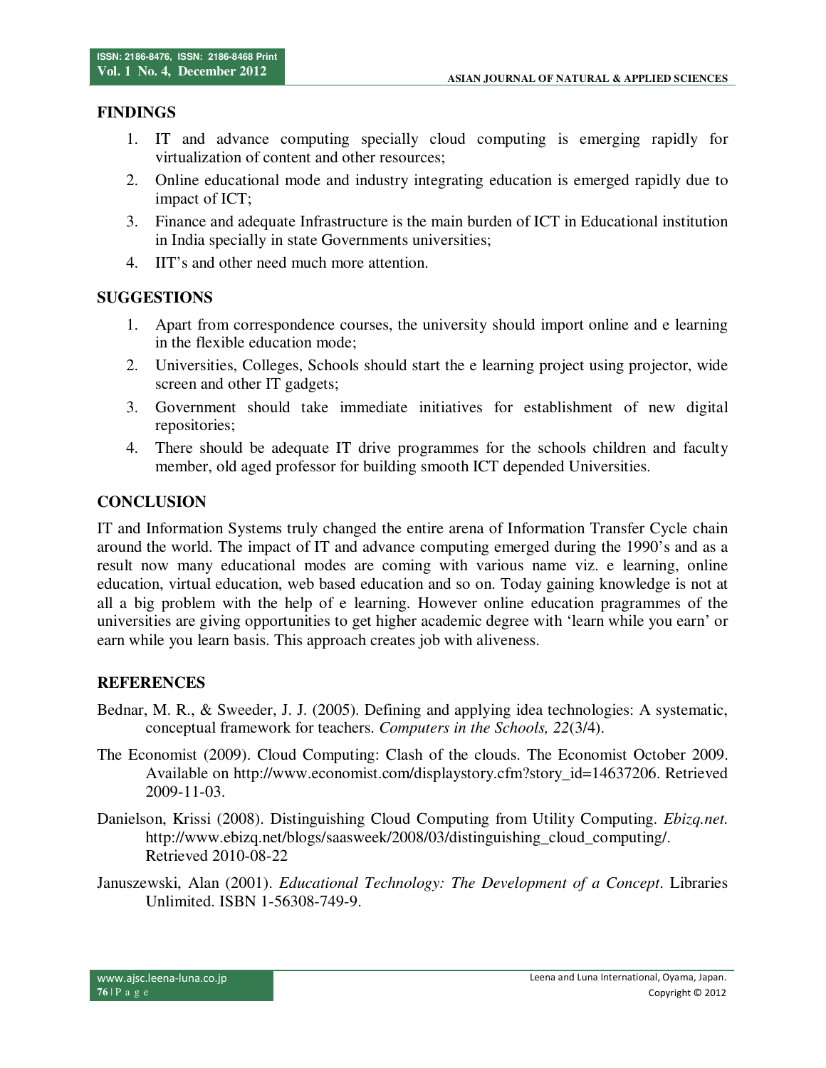## FINDINGS

1. IT and advance computing specially cloud computing is emerging rapidly for virtualization of content and other resources;
2. Online educational mode and industry integrating education is emerged rapidly due to impact of ICT;
3. Finance and adequate Infrastructure is the main burden of ICT in Educational institution in India specially in state Governments universities;
4. IIT's and other need much more attention.

## SUGGESTIONS

1. Apart from correspondence courses, the university should import online and e learning in the flexible education mode;
2. Universities, Colleges, Schools should start the e learning project using projector, wide screen and other IT gadgets;
3. Government should take immediate initiatives for establishment of new digital repositories;
4. There should be adequate IT drive programmes for the schools children and faculty member, old aged professor for building smooth ICT depended Universities.

## CONCLUSION

IT and Information Systems truly changed the entire arena of Information Transfer Cycle chain around the world. The impact of IT and advance computing emerged during the 1990's and as a result now many educational modes are coming with various name viz. e learning, online education, virtual education, web based education and so on. Today gaining knowledge is not at all a big problem with the help of e learning. However online education pragrammes of the universities are giving opportunities to get higher academic degree with 'learn while you earn' or earn while you learn basis. This approach creates job with aliveness.

## REFERENCES

Bednar, M. R., & Sweeder, J. J. (2005). Defining and applying idea technologies: A systematic, conceptual framework for teachers. *Computers in the Schools, 22*(3/4).

The Economist (2009). Cloud Computing: Clash of the clouds. The Economist October 2009. Available on http://www.economist.com/displaystory.cfm?story_id=14637206. Retrieved 2009-11-03.

Danielson, Krissi (2008). Distinguishing Cloud Computing from Utility Computing. *Ebizq.net.* http://www.ebizq.net/blogs/saasweek/2008/03/distinguishing_cloud_computing/. Retrieved 2010-08-22

Januszewski, Alan (2001). *Educational Technology: The Development of a Concept*. Libraries Unlimited. ISBN 1-56308-749-9.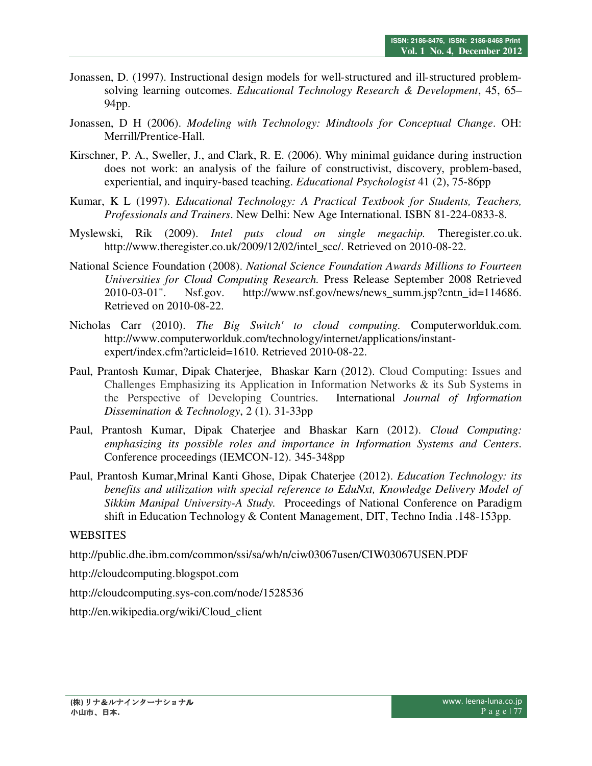Jonassen, D. (1997). Instructional design models for well-structured and ill-structured problem-solving learning outcomes. *Educational Technology Research & Development*, 45, 65–94pp.

Jonassen, D H (2006). *Modeling with Technology: Mindtools for Conceptual Change*. OH: Merrill/Prentice-Hall.

Kirschner, P. A., Sweller, J., and Clark, R. E. (2006). Why minimal guidance during instruction does not work: an analysis of the failure of constructivist, discovery, problem-based, experiential, and inquiry-based teaching. *Educational Psychologist* 41 (2), 75-86pp

Kumar, K L (1997). *Educational Technology: A Practical Textbook for Students, Teachers, Professionals and Trainers*. New Delhi: New Age International. ISBN 81-224-0833-8.

Myslewski, Rik (2009). *Intel puts cloud on single megachip.* Theregister.co.uk. http://www.theregister.co.uk/2009/12/02/intel_scc/. Retrieved on 2010-08-22.

National Science Foundation (2008). *National Science Foundation Awards Millions to Fourteen Universities for Cloud Computing Research.* Press Release September 2008 Retrieved 2010-03-01". Nsf.gov. http://www.nsf.gov/news/news_summ.jsp?cntn_id=114686. Retrieved on 2010-08-22.

Nicholas Carr (2010). *The Big Switch' to cloud computing.* Computerworlduk.com. http://www.computerworlduk.com/technology/internet/applications/instant-expert/index.cfm?articleid=1610. Retrieved 2010-08-22.

Paul, Prantosh Kumar, Dipak Chaterjee, Bhaskar Karn (2012). Cloud Computing: Issues and Challenges Emphasizing its Application in Information Networks & its Sub Systems in the Perspective of Developing Countries. International *Journal of Information Dissemination & Technology*, 2 (1). 31-33pp

Paul, Prantosh Kumar, Dipak Chaterjee and Bhaskar Karn (2012). *Cloud Computing: emphasizing its possible roles and importance in Information Systems and Centers*. Conference proceedings (IEMCON-12). 345-348pp

Paul, Prantosh Kumar,Mrinal Kanti Ghose, Dipak Chaterjee (2012). *Education Technology: its benefits and utilization with special reference to EduNxt, Knowledge Delivery Model of Sikkim Manipal University-A Study.* Proceedings of National Conference on Paradigm shift in Education Technology & Content Management, DIT, Techno India .148-153pp.

WEBSITES

http://public.dhe.ibm.com/common/ssi/sa/wh/n/ciw03067usen/CIW03067USEN.PDF

http://cloudcomputing.blogspot.com

http://cloudcomputing.sys-con.com/node/1528536

http://en.wikipedia.org/wiki/Cloud_client